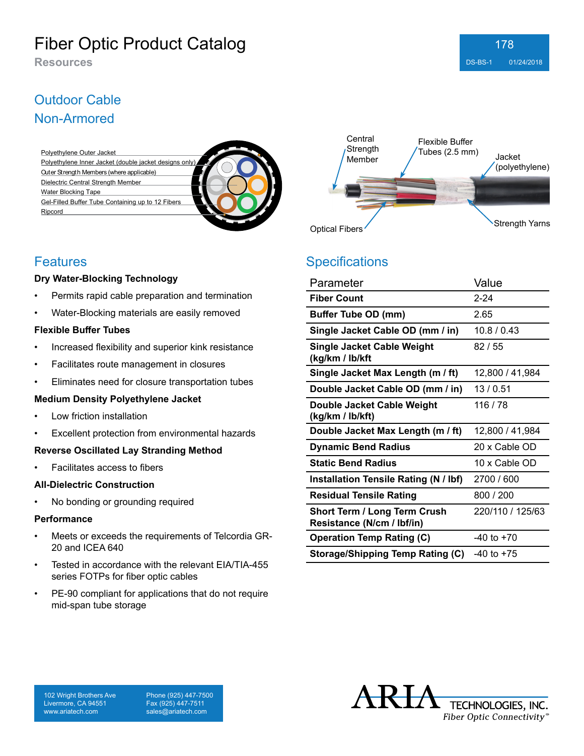# Fiber Optic Product Catalog

**Resources**

## Outdoor Cable
## Non-Armored

Polyethylene Outer Jacket
Polyethylene Inner Jacket (double jacket designs only)
Outer Strength Members (where applicable)
Dielectric Central Strength Member
Water Blocking Tape
Gel-Filled Buffer Tube Containing up to 12 Fibers
Ripcord

Central Strength Member
Flexible Buffer Tubes (2.5 mm)
Jacket (polyethylene)
Optical Fibers
Strength Yarns

## Features

**Dry Water-Blocking Technology**

- Permits rapid cable preparation and termination
- Water-Blocking materials are easily removed

**Flexible Buffer Tubes**

- Increased flexibility and superior kink resistance
- Facilitates route management in closures
- Eliminates need for closure transportation tubes

**Medium Density Polyethylene Jacket**

- Low friction installation
- Excellent protection from environmental hazards

**Reverse Oscillated Lay Stranding Method**

- Facilitates access to fibers

**All-Dielectric Construction**

- No bonding or grounding required

**Performance**

- Meets or exceeds the requirements of Telcordia GR-20 and ICEA 640
- Tested in accordance with the relevant EIA/TIA-455 series FOTPs for fiber optic cables
- PE-90 compliant for applications that do not require mid-span tube storage

## Specifications

| Parameter | Value |
|---|---|
| **Fiber Count** | 2-24 |
| **Buffer Tube OD (mm)** | 2.65 |
| **Single Jacket Cable OD (mm / in)** | 10.8 / 0.43 |
| **Single Jacket Cable Weight (kg/km / lb/kft** | 82 / 55 |
| **Single Jacket Max Length (m / ft)** | 12,800 / 41,984 |
| **Double Jacket Cable OD (mm / in)** | 13 / 0.51 |
| **Double Jacket Cable Weight (kg/km / lb/kft)** | 116 / 78 |
| **Double Jacket Max Length (m / ft)** | 12,800 / 41,984 |
| **Dynamic Bend Radius** | 20 x Cable OD |
| **Static Bend Radius** | 10 x Cable OD |
| **Installation Tensile Rating (N / lbf)** | 2700 / 600 |
| **Residual Tensile Rating** | 800 / 200 |
| **Short Term / Long Term Crush Resistance (N/cm / lbf/in)** | 220/110 / 125/63 |
| **Operation Temp Rating (C)** | -40 to +70 |
| **Storage/Shipping Temp Rating (C)** | -40 to +75 |

102 Wright Brothers Ave
Livermore, CA 94551
www.ariatech.com

Phone (925) 447-7500
Fax (925) 447-7511
sales@ariatech.com

ARIA TECHNOLOGIES, INC.
*Fiber Optic Connectivity*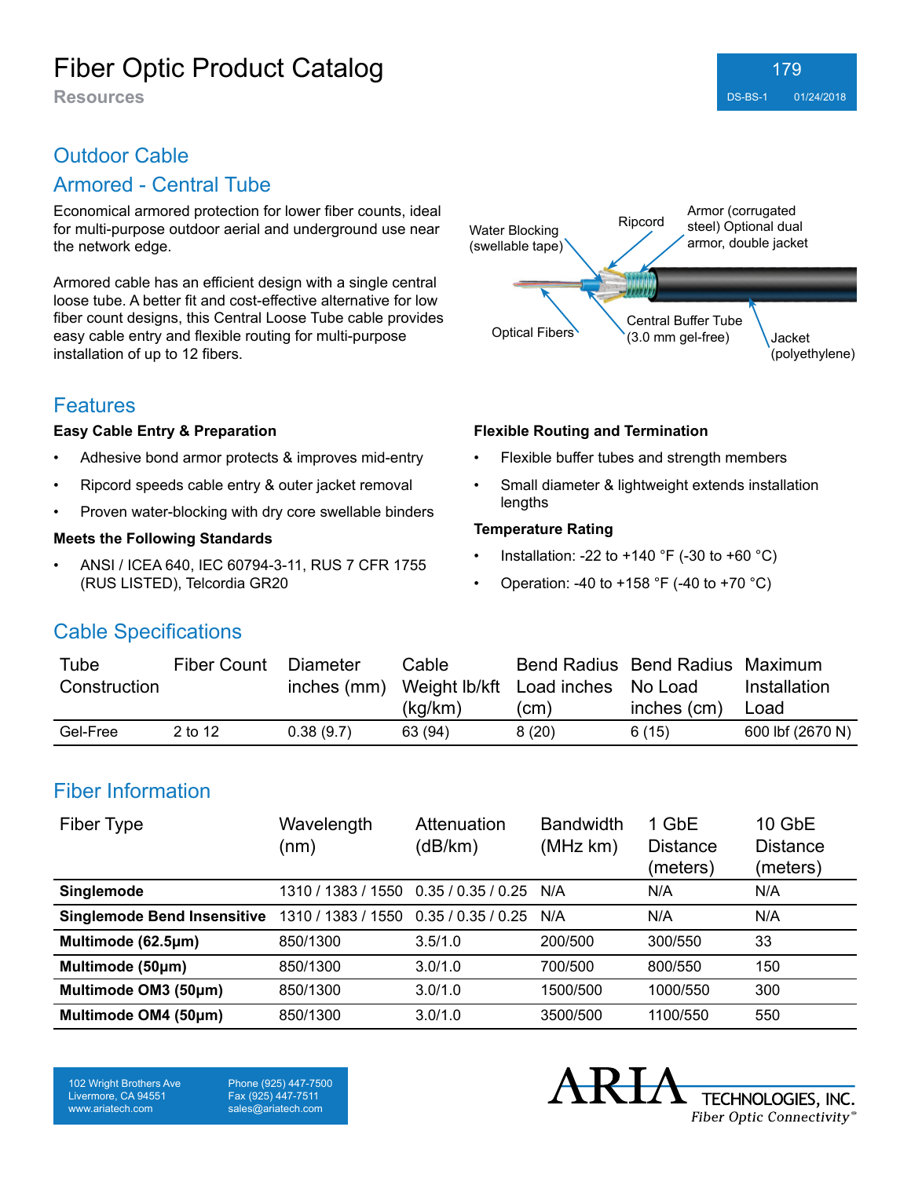# Fiber Optic Product Catalog

Resources

## Outdoor Cable

## Armored - Central Tube

Economical armored protection for lower fiber counts, ideal for multi-purpose outdoor aerial and underground use near the network edge.

Armored cable has an efficient design with a single central loose tube. A better fit and cost-effective alternative for low fiber count designs, this Central Loose Tube cable provides easy cable entry and flexible routing for multi-purpose installation of up to 12 fibers.

Water Blocking (swellable tape)

Ripcord

Armor (corrugated steel) Optional dual armor, double jacket

Optical Fibers

Central Buffer Tube (3.0 mm gel-free)

Jacket (polyethylene)

## Features

**Easy Cable Entry & Preparation**

- Adhesive bond armor protects & improves mid-entry
- Ripcord speeds cable entry & outer jacket removal
- Proven water-blocking with dry core swellable binders

**Meets the Following Standards**

- ANSI / ICEA 640, IEC 60794-3-11, RUS 7 CFR 1755 (RUS LISTED), Telcordia GR20

**Flexible Routing and Termination**

- Flexible buffer tubes and strength members
- Small diameter & lightweight extends installation lengths

**Temperature Rating**

- Installation: -22 to +140 °F (-30 to +60 °C)
- Operation: -40 to +158 °F (-40 to +70 °C)

## Cable Specifications

| Tube Construction | Fiber Count | Diameter inches (mm) | Cable Weight lb/kft (kg/km) | Bend Radius Load inches (cm) | Bend Radius No Load inches (cm) | Maximum Installation Load |
|---|---|---|---|---|---|---|
| Gel-Free | 2 to 12 | 0.38 (9.7) | 63 (94) | 8 (20) | 6 (15) | 600 lbf (2670 N) |

## Fiber Information

| Fiber Type | Wavelength (nm) | Attenuation (dB/km) | Bandwidth (MHz km) | 1 GbE Distance (meters) | 10 GbE Distance (meters) |
|---|---|---|---|---|---|
| **Singlemode** | 1310 / 1383 / 1550 | 0.35 / 0.35 / 0.25 | N/A | N/A | N/A |
| **Singlemode Bend Insensitive** | 1310 / 1383 / 1550 | 0.35 / 0.35 / 0.25 | N/A | N/A | N/A |
| **Multimode (62.5µm)** | 850/1300 | 3.5/1.0 | 200/500 | 300/550 | 33 |
| **Multimode (50µm)** | 850/1300 | 3.0/1.0 | 700/500 | 800/550 | 150 |
| **Multimode OM3 (50µm)** | 850/1300 | 3.0/1.0 | 1500/500 | 1000/550 | 300 |
| **Multimode OM4 (50µm)** | 850/1300 | 3.0/1.0 | 3500/500 | 1100/550 | 550 |

102 Wright Brothers Ave
Livermore, CA 94551
www.ariatech.com

Phone (925) 447-7500
Fax (925) 447-7511
sales@ariatech.com

ARIA TECHNOLOGIES, INC.
*Fiber Optic Connectivity*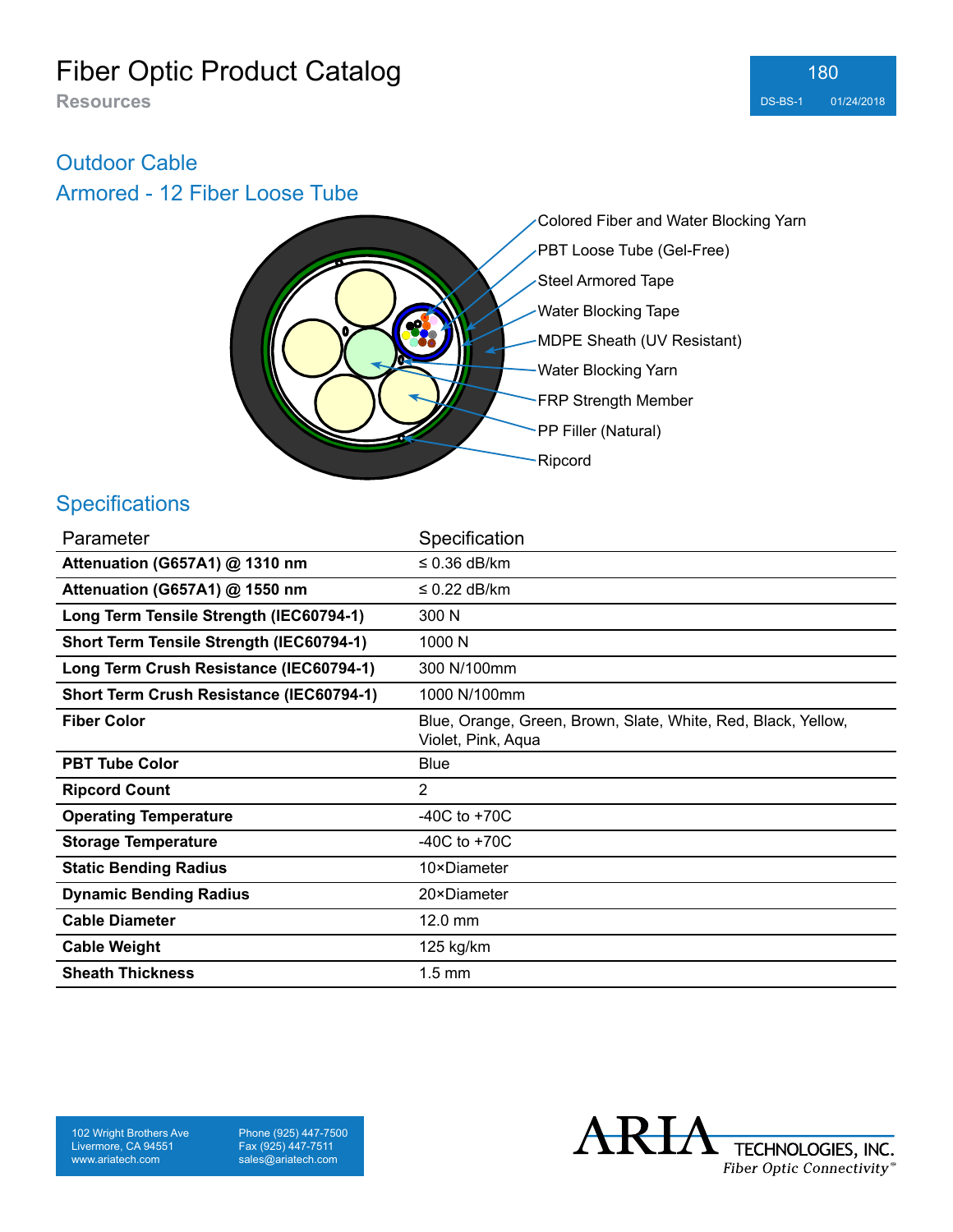# Fiber Optic Product Catalog

**Resources**

## Outdoor Cable

## Armored - 12 Fiber Loose Tube

- Colored Fiber and Water Blocking Yarn
- PBT Loose Tube (Gel-Free)
- Steel Armored Tape
- Water Blocking Tape
- MDPE Sheath (UV Resistant)
- Water Blocking Yarn
- FRP Strength Member
- PP Filler (Natural)
- Ripcord

## Specifications

| Parameter | Specification |
|---|---|
| **Attenuation (G657A1) @ 1310 nm** | ≤ 0.36 dB/km |
| **Attenuation (G657A1) @ 1550 nm** | ≤ 0.22 dB/km |
| **Long Term Tensile Strength (IEC60794-1)** | 300 N |
| **Short Term Tensile Strength (IEC60794-1)** | 1000 N |
| **Long Term Crush Resistance (IEC60794-1)** | 300 N/100mm |
| **Short Term Crush Resistance (IEC60794-1)** | 1000 N/100mm |
| **Fiber Color** | Blue, Orange, Green, Brown, Slate, White, Red, Black, Yellow, Violet, Pink, Aqua |
| **PBT Tube Color** | Blue |
| **Ripcord Count** | 2 |
| **Operating Temperature** | -40C to +70C |
| **Storage Temperature** | -40C to +70C |
| **Static Bending Radius** | 10×Diameter |
| **Dynamic Bending Radius** | 20×Diameter |
| **Cable Diameter** | 12.0 mm |
| **Cable Weight** | 125 kg/km |
| **Sheath Thickness** | 1.5 mm |

102 Wright Brothers Ave
Livermore, CA 94551
www.ariatech.com

Phone (925) 447-7500
Fax (925) 447-7511
sales@ariatech.com

ARIA TECHNOLOGIES, INC.
*Fiber Optic Connectivity*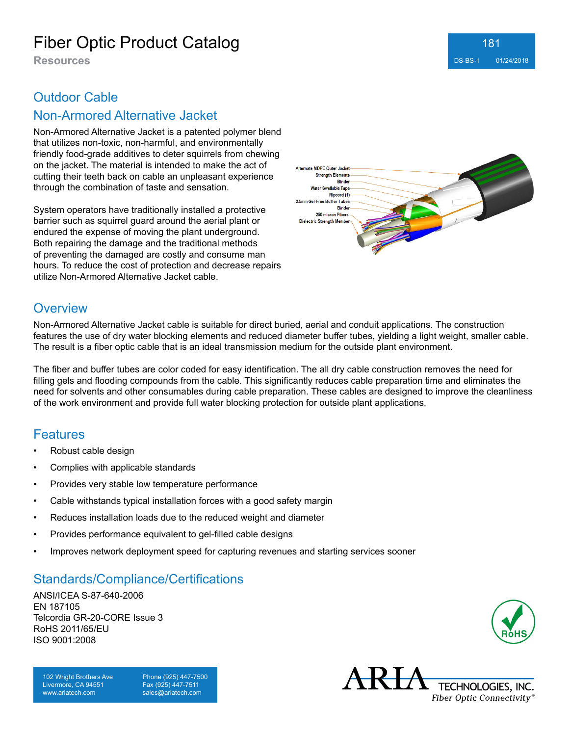# Fiber Optic Product Catalog

Resources

## Outdoor Cable

### Non-Armored Alternative Jacket

Non-Armored Alternative Jacket is a patented polymer blend that utilizes non-toxic, non-harmful, and environmentally friendly food-grade additives to deter squirrels from chewing on the jacket. The material is intended to make the act of cutting their teeth back on cable an unpleasant experience through the combination of taste and sensation.

System operators have traditionally installed a protective barrier such as squirrel guard around the aerial plant or endured the expense of moving the plant underground. Both repairing the damage and the traditional methods of preventing the damaged are costly and consume man hours. To reduce the cost of protection and decrease repairs utilize Non-Armored Alternative Jacket cable.

Alternate MDPE Outer Jacket
Strength Elements
Binder
Water Swellable Tape
Ripcord (1)
2.5mm Gel-Free Buffer Tubes
Binder
250 micron Fibers
Dielectric Strength Member

## Overview

Non-Armored Alternative Jacket cable is suitable for direct buried, aerial and conduit applications. The construction features the use of dry water blocking elements and reduced diameter buffer tubes, yielding a light weight, smaller cable. The result is a fiber optic cable that is an ideal transmission medium for the outside plant environment.

The fiber and buffer tubes are color coded for easy identification. The all dry cable construction removes the need for filling gels and flooding compounds from the cable. This significantly reduces cable preparation time and eliminates the need for solvents and other consumables during cable preparation. These cables are designed to improve the cleanliness of the work environment and provide full water blocking protection for outside plant applications.

## Features

- Robust cable design
- Complies with applicable standards
- Provides very stable low temperature performance
- Cable withstands typical installation forces with a good safety margin
- Reduces installation loads due to the reduced weight and diameter
- Provides performance equivalent to gel-filled cable designs
- Improves network deployment speed for capturing revenues and starting services sooner

## Standards/Compliance/Certifications

ANSI/ICEA S-87-640-2006
EN 187105
Telcordia GR-20-CORE Issue 3
RoHS 2011/65/EU
ISO 9001:2008

102 Wright Brothers Ave
Livermore, CA 94551
www.ariatech.com

Phone (925) 447-7500
Fax (925) 447-7511
sales@ariatech.com

ARIA TECHNOLOGIES, INC.
*Fiber Optic Connectivity*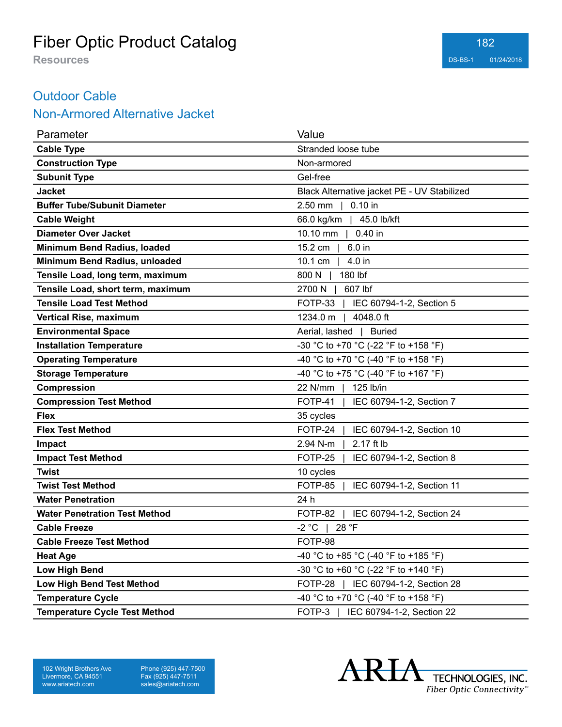# Outdoor Cable

## Non-Armored Alternative Jacket

| Parameter | Value |
|---|---|
| **Cable Type** | Stranded loose tube |
| **Construction Type** | Non-armored |
| **Subunit Type** | Gel-free |
| **Jacket** | Black Alternative jacket PE - UV Stabilized |
| **Buffer Tube/Subunit Diameter** | 2.50 mm \| 0.10 in |
| **Cable Weight** | 66.0 kg/km \| 45.0 lb/kft |
| **Diameter Over Jacket** | 10.10 mm \| 0.40 in |
| **Minimum Bend Radius, loaded** | 15.2 cm \| 6.0 in |
| **Minimum Bend Radius, unloaded** | 10.1 cm \| 4.0 in |
| **Tensile Load, long term, maximum** | 800 N \| 180 lbf |
| **Tensile Load, short term, maximum** | 2700 N \| 607 lbf |
| **Tensile Load Test Method** | FOTP-33 \| IEC 60794-1-2, Section 5 |
| **Vertical Rise, maximum** | 1234.0 m \| 4048.0 ft |
| **Environmental Space** | Aerial, lashed \| Buried |
| **Installation Temperature** | -30 °C to +70 °C (-22 °F to +158 °F) |
| **Operating Temperature** | -40 °C to +70 °C (-40 °F to +158 °F) |
| **Storage Temperature** | -40 °C to +75 °C (-40 °F to +167 °F) |
| **Compression** | 22 N/mm \| 125 lb/in |
| **Compression Test Method** | FOTP-41 \| IEC 60794-1-2, Section 7 |
| **Flex** | 35 cycles |
| **Flex Test Method** | FOTP-24 \| IEC 60794-1-2, Section 10 |
| **Impact** | 2.94 N-m \| 2.17 ft lb |
| **Impact Test Method** | FOTP-25 \| IEC 60794-1-2, Section 8 |
| **Twist** | 10 cycles |
| **Twist Test Method** | FOTP-85 \| IEC 60794-1-2, Section 11 |
| **Water Penetration** | 24 h |
| **Water Penetration Test Method** | FOTP-82 \| IEC 60794-1-2, Section 24 |
| **Cable Freeze** | -2 °C \| 28 °F |
| **Cable Freeze Test Method** | FOTP-98 |
| **Heat Age** | -40 °C to +85 °C (-40 °F to +185 °F) |
| **Low High Bend** | -30 °C to +60 °C (-22 °F to +140 °F) |
| **Low High Bend Test Method** | FOTP-28 \| IEC 60794-1-2, Section 28 |
| **Temperature Cycle** | -40 °C to +70 °C (-40 °F to +158 °F) |
| **Temperature Cycle Test Method** | FOTP-3 \| IEC 60794-1-2, Section 22 |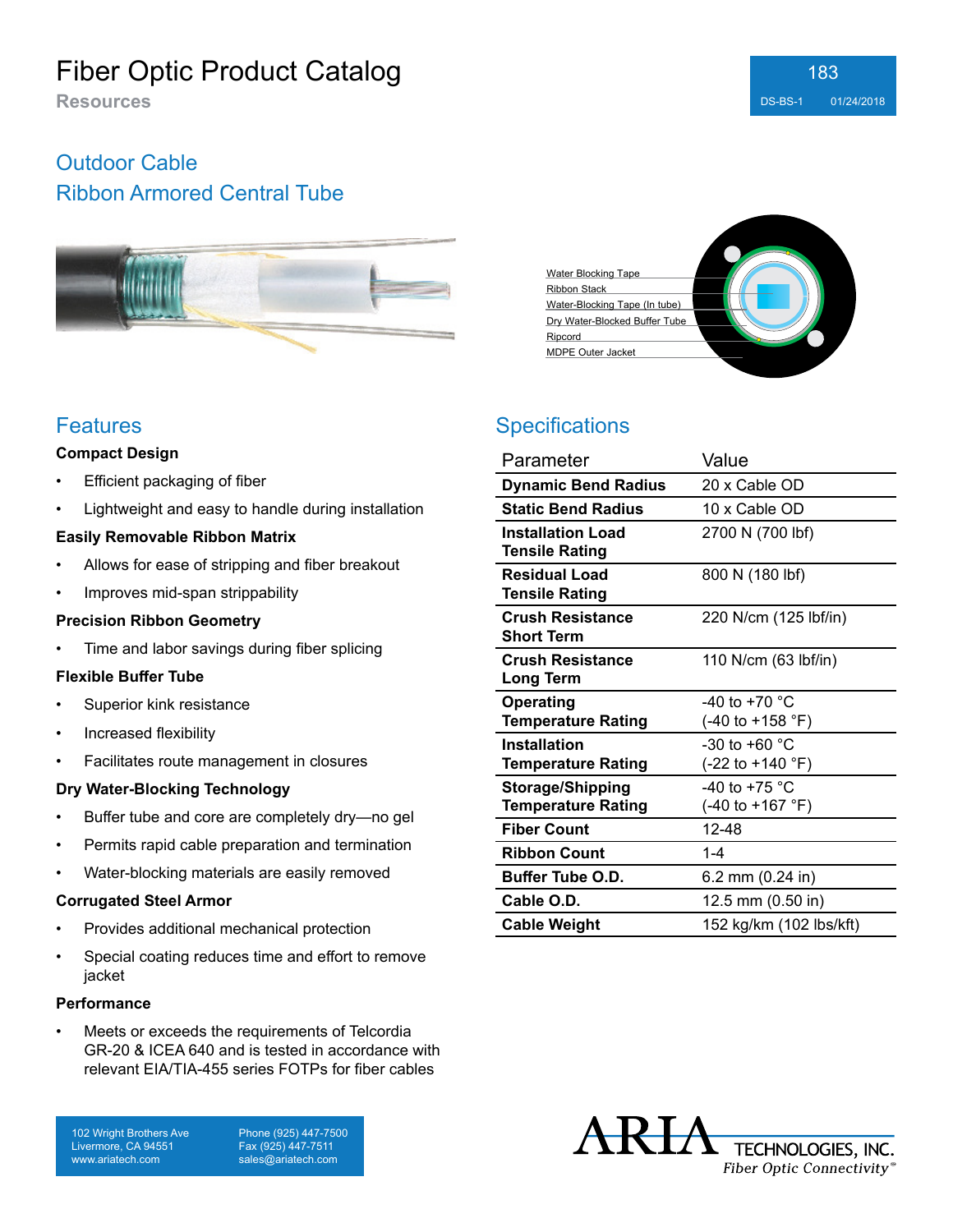# Fiber Optic Product Catalog

**Resources**

## Outdoor Cable
## Ribbon Armored Central Tube

Water Blocking Tape
Ribbon Stack
Water-Blocking Tape (In tube)
Dry Water-Blocked Buffer Tube
Ripcord
MDPE Outer Jacket

## Features

**Compact Design**

- Efficient packaging of fiber
- Lightweight and easy to handle during installation

**Easily Removable Ribbon Matrix**

- Allows for ease of stripping and fiber breakout
- Improves mid-span strippability

**Precision Ribbon Geometry**

- Time and labor savings during fiber splicing

**Flexible Buffer Tube**

- Superior kink resistance
- Increased flexibility
- Facilitates route management in closures

**Dry Water-Blocking Technology**

- Buffer tube and core are completely dry—no gel
- Permits rapid cable preparation and termination
- Water-blocking materials are easily removed

**Corrugated Steel Armor**

- Provides additional mechanical protection
- Special coating reduces time and effort to remove jacket

**Performance**

- Meets or exceeds the requirements of Telcordia GR-20 & ICEA 640 and is tested in accordance with relevant EIA/TIA-455 series FOTPs for fiber cables

## Specifications

| Parameter | Value |
|---|---|
| **Dynamic Bend Radius** | 20 x Cable OD |
| **Static Bend Radius** | 10 x Cable OD |
| **Installation Load Tensile Rating** | 2700 N (700 lbf) |
| **Residual Load Tensile Rating** | 800 N (180 lbf) |
| **Crush Resistance Short Term** | 220 N/cm (125 lbf/in) |
| **Crush Resistance Long Term** | 110 N/cm (63 lbf/in) |
| **Operating Temperature Rating** | -40 to +70 °C (-40 to +158 °F) |
| **Installation Temperature Rating** | -30 to +60 °C (-22 to +140 °F) |
| **Storage/Shipping Temperature Rating** | -40 to +75 °C (-40 to +167 °F) |
| **Fiber Count** | 12-48 |
| **Ribbon Count** | 1-4 |
| **Buffer Tube O.D.** | 6.2 mm (0.24 in) |
| **Cable O.D.** | 12.5 mm (0.50 in) |
| **Cable Weight** | 152 kg/km (102 lbs/kft) |

102 Wright Brothers Ave
Livermore, CA 94551
www.ariatech.com

Phone (925) 447-7500
Fax (925) 447-7511
sales@ariatech.com

ARIA TECHNOLOGIES, INC.
*Fiber Optic Connectivity*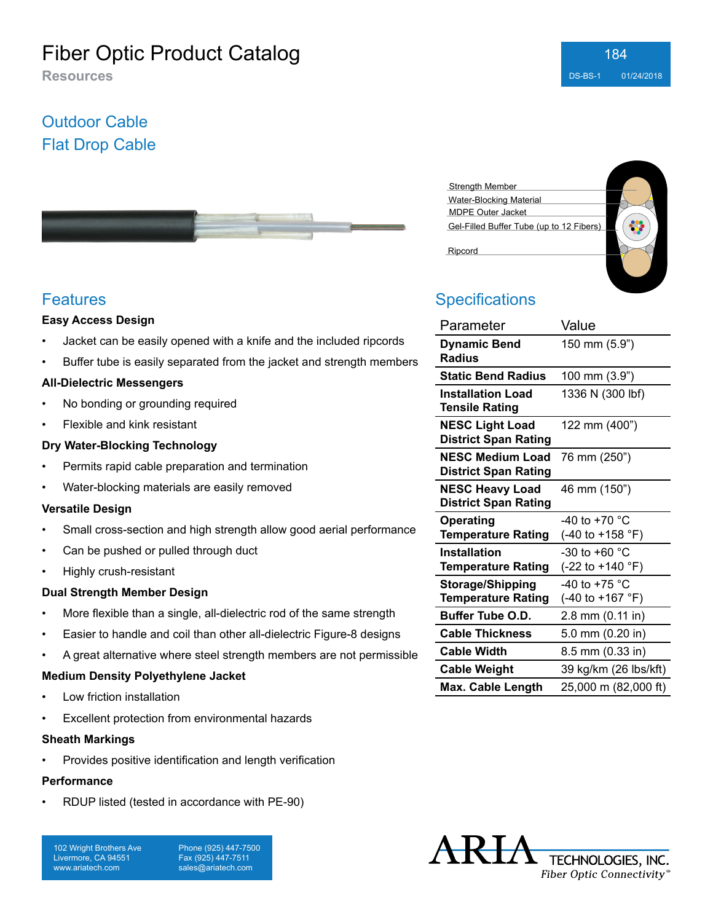# Fiber Optic Product Catalog

**Resources**

## Outdoor Cable

## Flat Drop Cable

Strength Member
Water-Blocking Material
MDPE Outer Jacket
Gel-Filled Buffer Tube (up to 12 Fibers)
Ripcord

## Features

**Easy Access Design**

- Jacket can be easily opened with a knife and the included ripcords
- Buffer tube is easily separated from the jacket and strength members

**All-Dielectric Messengers**

- No bonding or grounding required
- Flexible and kink resistant

**Dry Water-Blocking Technology**

- Permits rapid cable preparation and termination
- Water-blocking materials are easily removed

**Versatile Design**

- Small cross-section and high strength allow good aerial performance
- Can be pushed or pulled through duct
- Highly crush-resistant

**Dual Strength Member Design**

- More flexible than a single, all-dielectric rod of the same strength
- Easier to handle and coil than other all-dielectric Figure-8 designs
- A great alternative where steel strength members are not permissible

**Medium Density Polyethylene Jacket**

- Low friction installation
- Excellent protection from environmental hazards

**Sheath Markings**

- Provides positive identification and length verification

**Performance**

- RDUP listed (tested in accordance with PE-90)

## Specifications

| Parameter | Value |
|---|---|
| **Dynamic Bend Radius** | 150 mm (5.9”) |
| **Static Bend Radius** | 100 mm (3.9”) |
| **Installation Load Tensile Rating** | 1336 N (300 lbf) |
| **NESC Light Load District Span Rating** | 122 mm (400”) |
| **NESC Medium Load District Span Rating** | 76 mm (250”) |
| **NESC Heavy Load District Span Rating** | 46 mm (150”) |
| **Operating Temperature Rating** | -40 to +70 °C (-40 to +158 °F) |
| **Installation Temperature Rating** | -30 to +60 °C (-22 to +140 °F) |
| **Storage/Shipping Temperature Rating** | -40 to +75 °C (-40 to +167 °F) |
| **Buffer Tube O.D.** | 2.8 mm (0.11 in) |
| **Cable Thickness** | 5.0 mm (0.20 in) |
| **Cable Width** | 8.5 mm (0.33 in) |
| **Cable Weight** | 39 kg/km (26 lbs/kft) |
| **Max. Cable Length** | 25,000 m (82,000 ft) |

102 Wright Brothers Ave
Livermore, CA 94551
www.ariatech.com

Phone (925) 447-7500
Fax (925) 447-7511
sales@ariatech.com

ARIA TECHNOLOGIES, INC.
*Fiber Optic Connectivity*